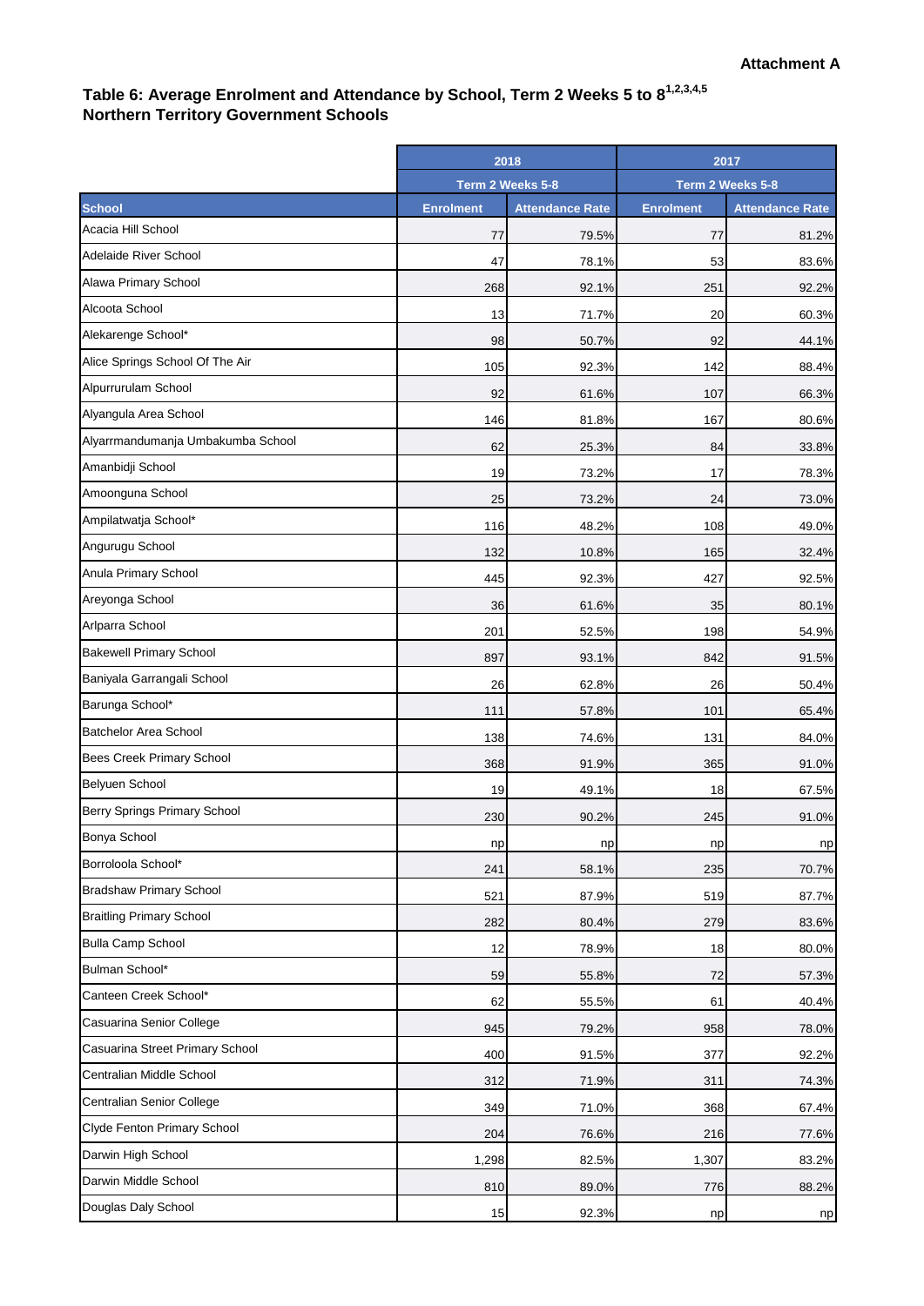**Attachment A**

## Table 6: Average Enrolment and Attendance by School, Term 2 Weeks 5 to 8[1,2,3,4,5]
## Northern Territory Government Schools

| | 2018 | | 2017 | |
|---|---|---|---|---|
| | Term 2 Weeks 5-8 | | Term 2 Weeks 5-8 | |
| **School** | **Enrolment** | **Attendance Rate** | **Enrolment** | **Attendance Rate** |
| Acacia Hill School | 77 | 79.5% | 77 | 81.2% |
| Adelaide River School | 47 | 78.1% | 53 | 83.6% |
| Alawa Primary School | 268 | 92.1% | 251 | 92.2% |
| Alcoota School | 13 | 71.7% | 20 | 60.3% |
| Alekarenge School* | 98 | 50.7% | 92 | 44.1% |
| Alice Springs School Of The Air | 105 | 92.3% | 142 | 88.4% |
| Alpurrurulam School | 92 | 61.6% | 107 | 66.3% |
| Alyangula Area School | 146 | 81.8% | 167 | 80.6% |
| Alyarrmandumanja Umbakumba School | 62 | 25.3% | 84 | 33.8% |
| Amanbidji School | 19 | 73.2% | 17 | 78.3% |
| Amoonguna School | 25 | 73.2% | 24 | 73.0% |
| Ampilatwatja School* | 116 | 48.2% | 108 | 49.0% |
| Angurugu School | 132 | 10.8% | 165 | 32.4% |
| Anula Primary School | 445 | 92.3% | 427 | 92.5% |
| Areyonga School | 36 | 61.6% | 35 | 80.1% |
| Arlparra School | 201 | 52.5% | 198 | 54.9% |
| Bakewell Primary School | 897 | 93.1% | 842 | 91.5% |
| Baniyala Garrangali School | 26 | 62.8% | 26 | 50.4% |
| Barunga School* | 111 | 57.8% | 101 | 65.4% |
| Batchelor Area School | 138 | 74.6% | 131 | 84.0% |
| Bees Creek Primary School | 368 | 91.9% | 365 | 91.0% |
| Belyuen School | 19 | 49.1% | 18 | 67.5% |
| Berry Springs Primary School | 230 | 90.2% | 245 | 91.0% |
| Bonya School | np | np | np | np |
| Borroloola School* | 241 | 58.1% | 235 | 70.7% |
| Bradshaw Primary School | 521 | 87.9% | 519 | 87.7% |
| Braitling Primary School | 282 | 80.4% | 279 | 83.6% |
| Bulla Camp School | 12 | 78.9% | 18 | 80.0% |
| Bulman School* | 59 | 55.8% | 72 | 57.3% |
| Canteen Creek School* | 62 | 55.5% | 61 | 40.4% |
| Casuarina Senior College | 945 | 79.2% | 958 | 78.0% |
| Casuarina Street Primary School | 400 | 91.5% | 377 | 92.2% |
| Centralian Middle School | 312 | 71.9% | 311 | 74.3% |
| Centralian Senior College | 349 | 71.0% | 368 | 67.4% |
| Clyde Fenton Primary School | 204 | 76.6% | 216 | 77.6% |
| Darwin High School | 1,298 | 82.5% | 1,307 | 83.2% |
| Darwin Middle School | 810 | 89.0% | 776 | 88.2% |
| Douglas Daly School | 15 | 92.3% | np | np |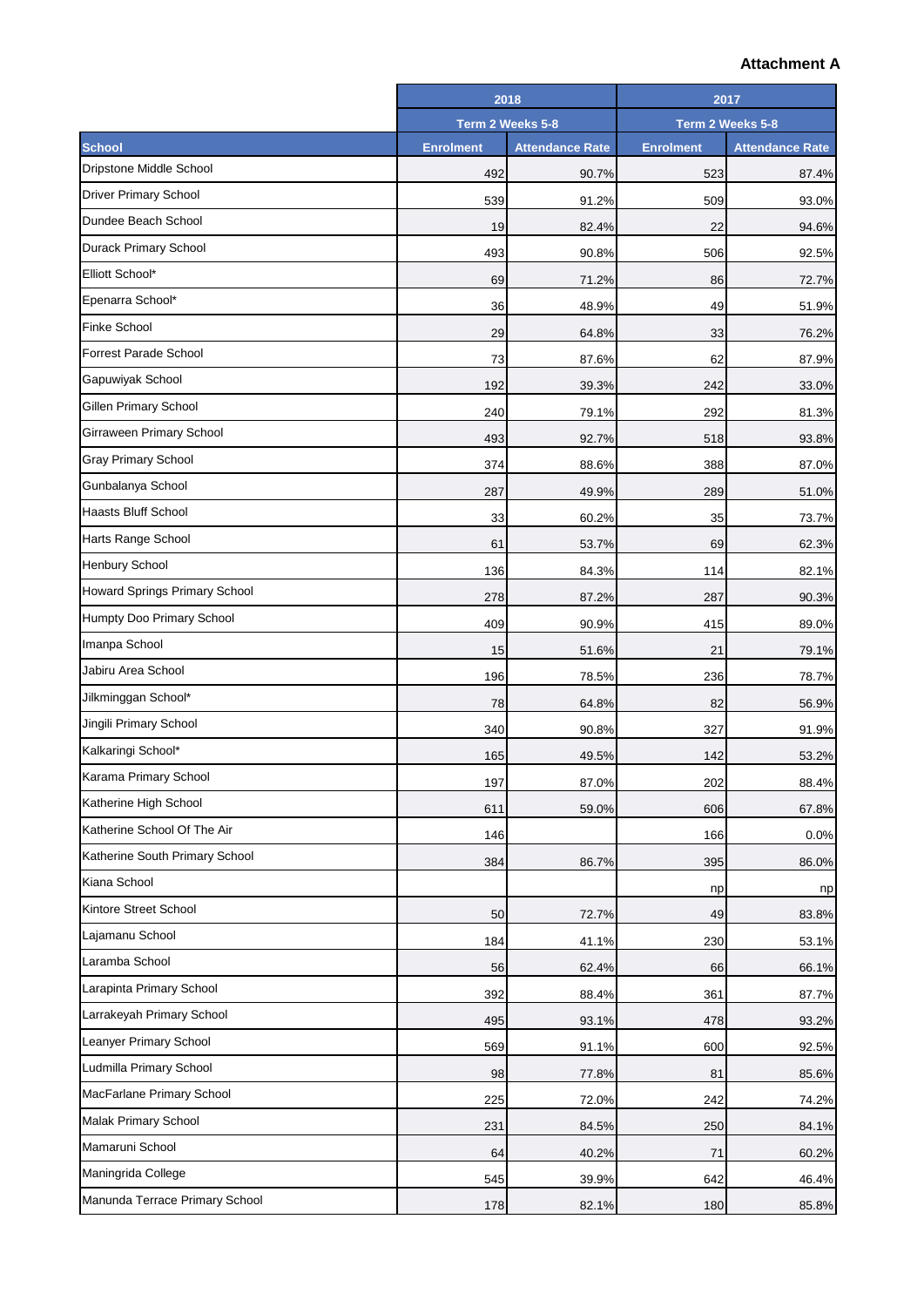**Attachment A**

| | 2018 | | 2017 | |
|---|---|---|---|---|
| | Term 2 Weeks 5-8 | | Term 2 Weeks 5-8 | |
| **School** | **Enrolment** | **Attendance Rate** | **Enrolment** | **Attendance Rate** |
| Dripstone Middle School | 492 | 90.7% | 523 | 87.4% |
| Driver Primary School | 539 | 91.2% | 509 | 93.0% |
| Dundee Beach School | 19 | 82.4% | 22 | 94.6% |
| Durack Primary School | 493 | 90.8% | 506 | 92.5% |
| Elliott School* | 69 | 71.2% | 86 | 72.7% |
| Epenarra School* | 36 | 48.9% | 49 | 51.9% |
| Finke School | 29 | 64.8% | 33 | 76.2% |
| Forrest Parade School | 73 | 87.6% | 62 | 87.9% |
| Gapuwiyak School | 192 | 39.3% | 242 | 33.0% |
| Gillen Primary School | 240 | 79.1% | 292 | 81.3% |
| Girraween Primary School | 493 | 92.7% | 518 | 93.8% |
| Gray Primary School | 374 | 88.6% | 388 | 87.0% |
| Gunbalanya School | 287 | 49.9% | 289 | 51.0% |
| Haasts Bluff School | 33 | 60.2% | 35 | 73.7% |
| Harts Range School | 61 | 53.7% | 69 | 62.3% |
| Henbury School | 136 | 84.3% | 114 | 82.1% |
| Howard Springs Primary School | 278 | 87.2% | 287 | 90.3% |
| Humpty Doo Primary School | 409 | 90.9% | 415 | 89.0% |
| Imanpa School | 15 | 51.6% | 21 | 79.1% |
| Jabiru Area School | 196 | 78.5% | 236 | 78.7% |
| Jilkminggan School* | 78 | 64.8% | 82 | 56.9% |
| Jingili Primary School | 340 | 90.8% | 327 | 91.9% |
| Kalkaringi School* | 165 | 49.5% | 142 | 53.2% |
| Karama Primary School | 197 | 87.0% | 202 | 88.4% |
| Katherine High School | 611 | 59.0% | 606 | 67.8% |
| Katherine School Of The Air | 146 | | 166 | 0.0% |
| Katherine South Primary School | 384 | 86.7% | 395 | 86.0% |
| Kiana School | | | np | np |
| Kintore Street School | 50 | 72.7% | 49 | 83.8% |
| Lajamanu School | 184 | 41.1% | 230 | 53.1% |
| Laramba School | 56 | 62.4% | 66 | 66.1% |
| Larapinta Primary School | 392 | 88.4% | 361 | 87.7% |
| Larrakeyah Primary School | 495 | 93.1% | 478 | 93.2% |
| Leanyer Primary School | 569 | 91.1% | 600 | 92.5% |
| Ludmilla Primary School | 98 | 77.8% | 81 | 85.6% |
| MacFarlane Primary School | 225 | 72.0% | 242 | 74.2% |
| Malak Primary School | 231 | 84.5% | 250 | 84.1% |
| Mamaruni School | 64 | 40.2% | 71 | 60.2% |
| Maningrida College | 545 | 39.9% | 642 | 46.4% |
| Manunda Terrace Primary School | 178 | 82.1% | 180 | 85.8% |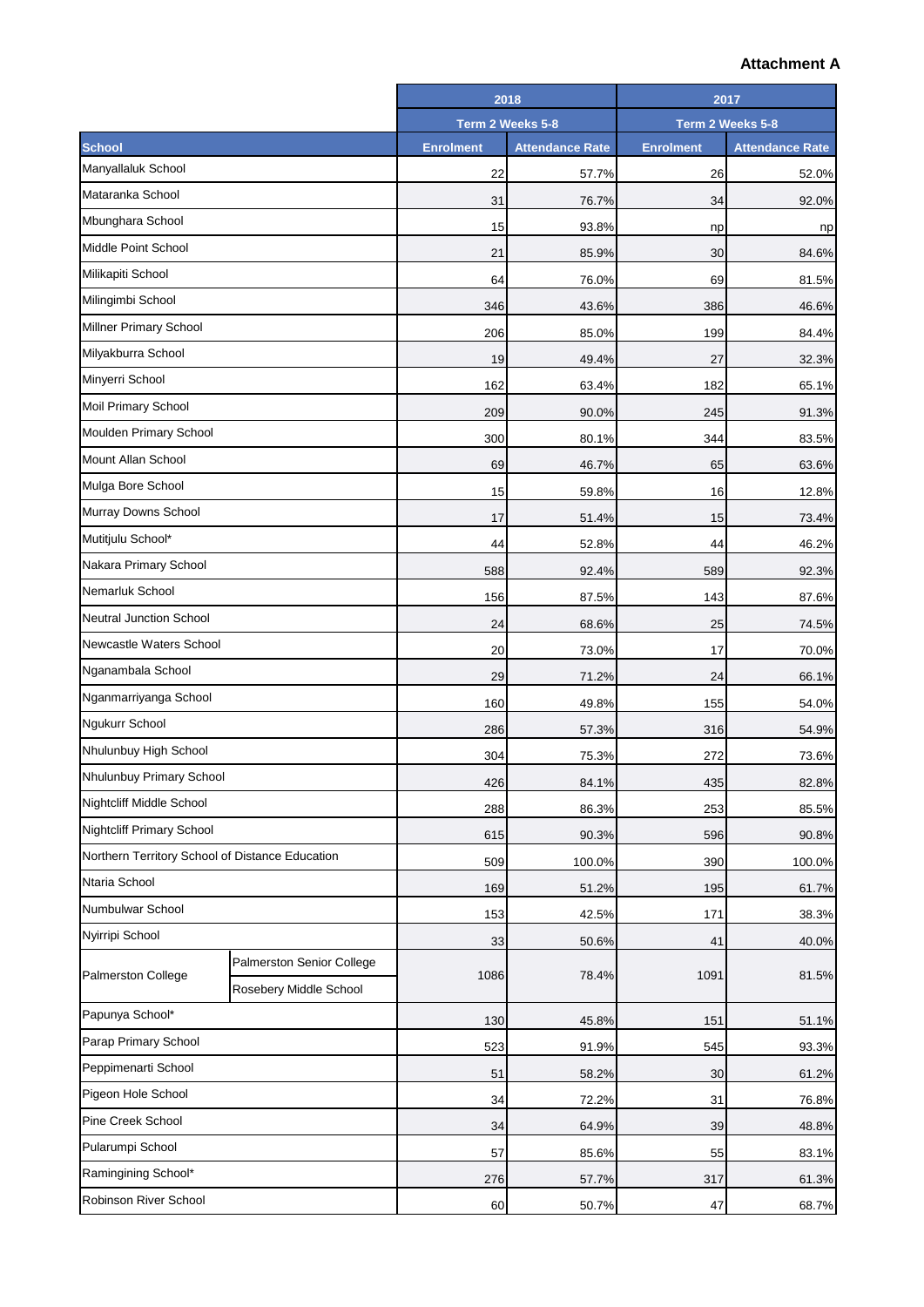**Attachment A**

| School | | 2018 | | 2017 | |
|---|---|---|---|---|---|
| | | Term 2 Weeks 5-8 | | Term 2 Weeks 5-8 | |
| | | Enrolment | Attendance Rate | Enrolment | Attendance Rate |
| Manyallaluk School | | 22 | 57.7% | 26 | 52.0% |
| Mataranka School | | 31 | 76.7% | 34 | 92.0% |
| Mbunghara School | | 15 | 93.8% | np | np |
| Middle Point School | | 21 | 85.9% | 30 | 84.6% |
| Milikapiti School | | 64 | 76.0% | 69 | 81.5% |
| Milingimbi School | | 346 | 43.6% | 386 | 46.6% |
| Millner Primary School | | 206 | 85.0% | 199 | 84.4% |
| Milyakburra School | | 19 | 49.4% | 27 | 32.3% |
| Minyerri School | | 162 | 63.4% | 182 | 65.1% |
| Moil Primary School | | 209 | 90.0% | 245 | 91.3% |
| Moulden Primary School | | 300 | 80.1% | 344 | 83.5% |
| Mount Allan School | | 69 | 46.7% | 65 | 63.6% |
| Mulga Bore School | | 15 | 59.8% | 16 | 12.8% |
| Murray Downs School | | 17 | 51.4% | 15 | 73.4% |
| Mutitjulu School* | | 44 | 52.8% | 44 | 46.2% |
| Nakara Primary School | | 588 | 92.4% | 589 | 92.3% |
| Nemarluk School | | 156 | 87.5% | 143 | 87.6% |
| Neutral Junction School | | 24 | 68.6% | 25 | 74.5% |
| Newcastle Waters School | | 20 | 73.0% | 17 | 70.0% |
| Nganambala School | | 29 | 71.2% | 24 | 66.1% |
| Nganmarriyanga School | | 160 | 49.8% | 155 | 54.0% |
| Ngukurr School | | 286 | 57.3% | 316 | 54.9% |
| Nhulunbuy High School | | 304 | 75.3% | 272 | 73.6% |
| Nhulunbuy Primary School | | 426 | 84.1% | 435 | 82.8% |
| Nightcliff Middle School | | 288 | 86.3% | 253 | 85.5% |
| Nightcliff Primary School | | 615 | 90.3% | 596 | 90.8% |
| Northern Territory School of Distance Education | | 509 | 100.0% | 390 | 100.0% |
| Ntaria School | | 169 | 51.2% | 195 | 61.7% |
| Numbulwar School | | 153 | 42.5% | 171 | 38.3% |
| Nyirripi School | | 33 | 50.6% | 41 | 40.0% |
| Palmerston College | Palmerston Senior College | 1086 | 78.4% | 1091 | 81.5% |
| | Rosebery Middle School | | | | |
| Papunya School* | | 130 | 45.8% | 151 | 51.1% |
| Parap Primary School | | 523 | 91.9% | 545 | 93.3% |
| Peppimenarti School | | 51 | 58.2% | 30 | 61.2% |
| Pigeon Hole School | | 34 | 72.2% | 31 | 76.8% |
| Pine Creek School | | 34 | 64.9% | 39 | 48.8% |
| Pularumpi School | | 57 | 85.6% | 55 | 83.1% |
| Ramingining School* | | 276 | 57.7% | 317 | 61.3% |
| Robinson River School | | 60 | 50.7% | 47 | 68.7% |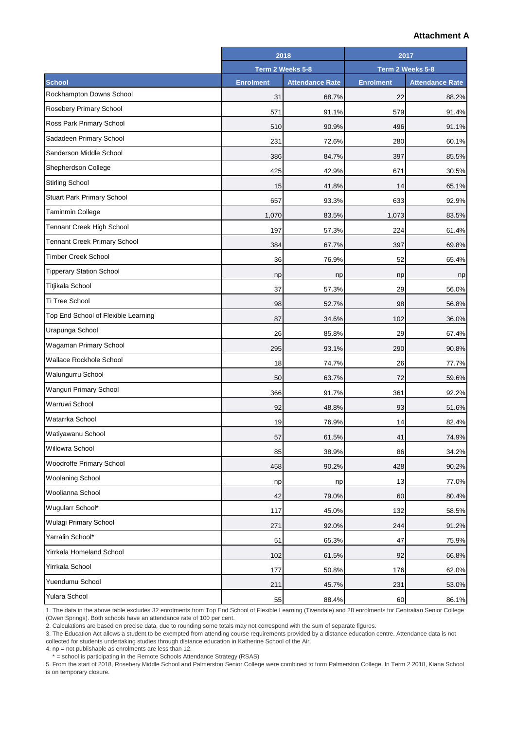**Attachment A**

| | 2018 | | 2017 | |
|---|---|---|---|---|
| | Term 2 Weeks 5-8 | | Term 2 Weeks 5-8 | |
| School | Enrolment | Attendance Rate | Enrolment | Attendance Rate |
| Rockhampton Downs School | 31 | 68.7% | 22 | 88.2% |
| Rosebery Primary School | 571 | 91.1% | 579 | 91.4% |
| Ross Park Primary School | 510 | 90.9% | 496 | 91.1% |
| Sadadeen Primary School | 231 | 72.6% | 280 | 60.1% |
| Sanderson Middle School | 386 | 84.7% | 397 | 85.5% |
| Shepherdson College | 425 | 42.9% | 671 | 30.5% |
| Stirling School | 15 | 41.8% | 14 | 65.1% |
| Stuart Park Primary School | 657 | 93.3% | 633 | 92.9% |
| Taminmin College | 1,070 | 83.5% | 1,073 | 83.5% |
| Tennant Creek High School | 197 | 57.3% | 224 | 61.4% |
| Tennant Creek Primary School | 384 | 67.7% | 397 | 69.8% |
| Timber Creek School | 36 | 76.9% | 52 | 65.4% |
| Tipperary Station School | np | np | np | np |
| Titjikala School | 37 | 57.3% | 29 | 56.0% |
| Ti Tree School | 98 | 52.7% | 98 | 56.8% |
| Top End School of Flexible Learning | 87 | 34.6% | 102 | 36.0% |
| Urapunga School | 26 | 85.8% | 29 | 67.4% |
| Wagaman Primary School | 295 | 93.1% | 290 | 90.8% |
| Wallace Rockhole School | 18 | 74.7% | 26 | 77.7% |
| Walungurru School | 50 | 63.7% | 72 | 59.6% |
| Wanguri Primary School | 366 | 91.7% | 361 | 92.2% |
| Warruwi School | 92 | 48.8% | 93 | 51.6% |
| Watarrka School | 19 | 76.9% | 14 | 82.4% |
| Watiyawanu School | 57 | 61.5% | 41 | 74.9% |
| Willowra School | 85 | 38.9% | 86 | 34.2% |
| Woodroffe Primary School | 458 | 90.2% | 428 | 90.2% |
| Woolaning School | np | np | 13 | 77.0% |
| Woolianna School | 42 | 79.0% | 60 | 80.4% |
| Wugularr School* | 117 | 45.0% | 132 | 58.5% |
| Wulagi Primary School | 271 | 92.0% | 244 | 91.2% |
| Yarralin School* | 51 | 65.3% | 47 | 75.9% |
| Yirrkala Homeland School | 102 | 61.5% | 92 | 66.8% |
| Yirrkala School | 177 | 50.8% | 176 | 62.0% |
| Yuendumu School | 211 | 45.7% | 231 | 53.0% |
| Yulara School | 55 | 88.4% | 60 | 86.1% |

1. The data in the above table excludes 32 enrolments from Top End School of Flexible Learning (Tivendale) and 28 enrolments for Centralian Senior College (Owen Springs). Both schools have an attendance rate of 100 per cent.

2. Calculations are based on precise data, due to rounding some totals may not correspond with the sum of separate figures.

3. The Education Act allows a student to be exempted from attending course requirements provided by a distance education centre. Attendance data is not collected for students undertaking studies through distance education in Katherine School of the Air.

4. np = not publishable as enrolments are less than 12.

\* = school is participating in the Remote Schools Attendance Strategy (RSAS)

5. From the start of 2018, Rosebery Middle School and Palmerston Senior College were combined to form Palmerston College. In Term 2 2018, Kiana School is on temporary closure.